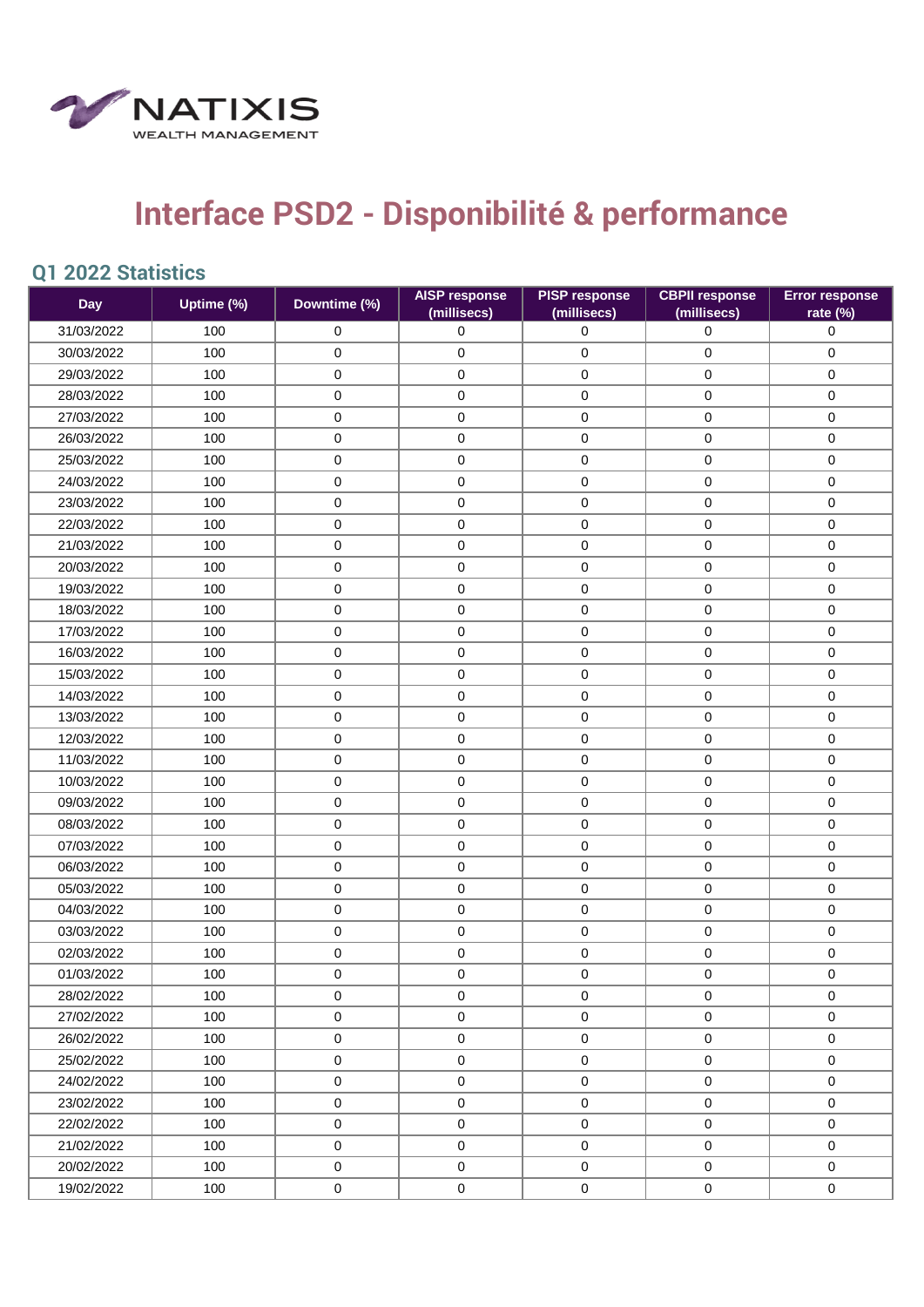NATIXIS
WEALTH MANAGEMENT

# Interface PSD2 - Disponibilité & performance

## Q1 2022 Statistics

| Day | Uptime (%) | Downtime (%) | AISP response (millisecs) | PISP response (millisecs) | CBPII response (millisecs) | Error response rate (%) |
|---|---|---|---|---|---|---|
| 31/03/2022 | 100 | 0 | 0 | 0 | 0 | 0 |
| 30/03/2022 | 100 | 0 | 0 | 0 | 0 | 0 |
| 29/03/2022 | 100 | 0 | 0 | 0 | 0 | 0 |
| 28/03/2022 | 100 | 0 | 0 | 0 | 0 | 0 |
| 27/03/2022 | 100 | 0 | 0 | 0 | 0 | 0 |
| 26/03/2022 | 100 | 0 | 0 | 0 | 0 | 0 |
| 25/03/2022 | 100 | 0 | 0 | 0 | 0 | 0 |
| 24/03/2022 | 100 | 0 | 0 | 0 | 0 | 0 |
| 23/03/2022 | 100 | 0 | 0 | 0 | 0 | 0 |
| 22/03/2022 | 100 | 0 | 0 | 0 | 0 | 0 |
| 21/03/2022 | 100 | 0 | 0 | 0 | 0 | 0 |
| 20/03/2022 | 100 | 0 | 0 | 0 | 0 | 0 |
| 19/03/2022 | 100 | 0 | 0 | 0 | 0 | 0 |
| 18/03/2022 | 100 | 0 | 0 | 0 | 0 | 0 |
| 17/03/2022 | 100 | 0 | 0 | 0 | 0 | 0 |
| 16/03/2022 | 100 | 0 | 0 | 0 | 0 | 0 |
| 15/03/2022 | 100 | 0 | 0 | 0 | 0 | 0 |
| 14/03/2022 | 100 | 0 | 0 | 0 | 0 | 0 |
| 13/03/2022 | 100 | 0 | 0 | 0 | 0 | 0 |
| 12/03/2022 | 100 | 0 | 0 | 0 | 0 | 0 |
| 11/03/2022 | 100 | 0 | 0 | 0 | 0 | 0 |
| 10/03/2022 | 100 | 0 | 0 | 0 | 0 | 0 |
| 09/03/2022 | 100 | 0 | 0 | 0 | 0 | 0 |
| 08/03/2022 | 100 | 0 | 0 | 0 | 0 | 0 |
| 07/03/2022 | 100 | 0 | 0 | 0 | 0 | 0 |
| 06/03/2022 | 100 | 0 | 0 | 0 | 0 | 0 |
| 05/03/2022 | 100 | 0 | 0 | 0 | 0 | 0 |
| 04/03/2022 | 100 | 0 | 0 | 0 | 0 | 0 |
| 03/03/2022 | 100 | 0 | 0 | 0 | 0 | 0 |
| 02/03/2022 | 100 | 0 | 0 | 0 | 0 | 0 |
| 01/03/2022 | 100 | 0 | 0 | 0 | 0 | 0 |
| 28/02/2022 | 100 | 0 | 0 | 0 | 0 | 0 |
| 27/02/2022 | 100 | 0 | 0 | 0 | 0 | 0 |
| 26/02/2022 | 100 | 0 | 0 | 0 | 0 | 0 |
| 25/02/2022 | 100 | 0 | 0 | 0 | 0 | 0 |
| 24/02/2022 | 100 | 0 | 0 | 0 | 0 | 0 |
| 23/02/2022 | 100 | 0 | 0 | 0 | 0 | 0 |
| 22/02/2022 | 100 | 0 | 0 | 0 | 0 | 0 |
| 21/02/2022 | 100 | 0 | 0 | 0 | 0 | 0 |
| 20/02/2022 | 100 | 0 | 0 | 0 | 0 | 0 |
| 19/02/2022 | 100 | 0 | 0 | 0 | 0 | 0 |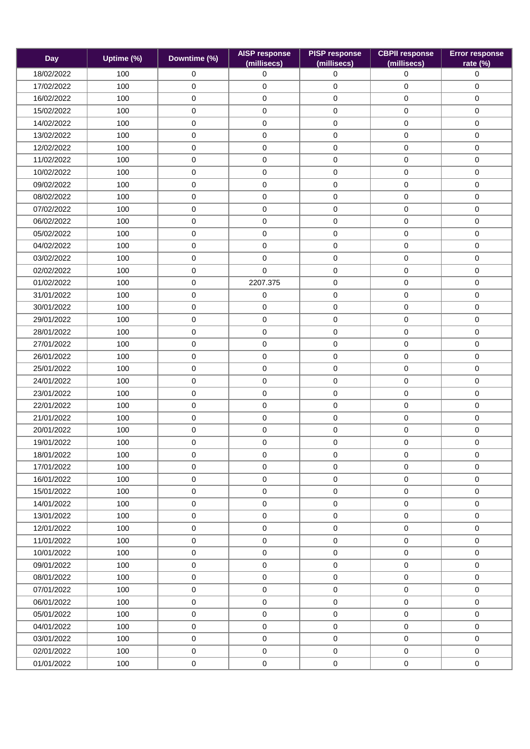| Day | Uptime (%) | Downtime (%) | AISP response (millisecs) | PISP response (millisecs) | CBPII response (millisecs) | Error response rate (%) |
|---|---|---|---|---|---|---|
| 18/02/2022 | 100 | 0 | 0 | 0 | 0 | 0 |
| 17/02/2022 | 100 | 0 | 0 | 0 | 0 | 0 |
| 16/02/2022 | 100 | 0 | 0 | 0 | 0 | 0 |
| 15/02/2022 | 100 | 0 | 0 | 0 | 0 | 0 |
| 14/02/2022 | 100 | 0 | 0 | 0 | 0 | 0 |
| 13/02/2022 | 100 | 0 | 0 | 0 | 0 | 0 |
| 12/02/2022 | 100 | 0 | 0 | 0 | 0 | 0 |
| 11/02/2022 | 100 | 0 | 0 | 0 | 0 | 0 |
| 10/02/2022 | 100 | 0 | 0 | 0 | 0 | 0 |
| 09/02/2022 | 100 | 0 | 0 | 0 | 0 | 0 |
| 08/02/2022 | 100 | 0 | 0 | 0 | 0 | 0 |
| 07/02/2022 | 100 | 0 | 0 | 0 | 0 | 0 |
| 06/02/2022 | 100 | 0 | 0 | 0 | 0 | 0 |
| 05/02/2022 | 100 | 0 | 0 | 0 | 0 | 0 |
| 04/02/2022 | 100 | 0 | 0 | 0 | 0 | 0 |
| 03/02/2022 | 100 | 0 | 0 | 0 | 0 | 0 |
| 02/02/2022 | 100 | 0 | 0 | 0 | 0 | 0 |
| 01/02/2022 | 100 | 0 | 2207.375 | 0 | 0 | 0 |
| 31/01/2022 | 100 | 0 | 0 | 0 | 0 | 0 |
| 30/01/2022 | 100 | 0 | 0 | 0 | 0 | 0 |
| 29/01/2022 | 100 | 0 | 0 | 0 | 0 | 0 |
| 28/01/2022 | 100 | 0 | 0 | 0 | 0 | 0 |
| 27/01/2022 | 100 | 0 | 0 | 0 | 0 | 0 |
| 26/01/2022 | 100 | 0 | 0 | 0 | 0 | 0 |
| 25/01/2022 | 100 | 0 | 0 | 0 | 0 | 0 |
| 24/01/2022 | 100 | 0 | 0 | 0 | 0 | 0 |
| 23/01/2022 | 100 | 0 | 0 | 0 | 0 | 0 |
| 22/01/2022 | 100 | 0 | 0 | 0 | 0 | 0 |
| 21/01/2022 | 100 | 0 | 0 | 0 | 0 | 0 |
| 20/01/2022 | 100 | 0 | 0 | 0 | 0 | 0 |
| 19/01/2022 | 100 | 0 | 0 | 0 | 0 | 0 |
| 18/01/2022 | 100 | 0 | 0 | 0 | 0 | 0 |
| 17/01/2022 | 100 | 0 | 0 | 0 | 0 | 0 |
| 16/01/2022 | 100 | 0 | 0 | 0 | 0 | 0 |
| 15/01/2022 | 100 | 0 | 0 | 0 | 0 | 0 |
| 14/01/2022 | 100 | 0 | 0 | 0 | 0 | 0 |
| 13/01/2022 | 100 | 0 | 0 | 0 | 0 | 0 |
| 12/01/2022 | 100 | 0 | 0 | 0 | 0 | 0 |
| 11/01/2022 | 100 | 0 | 0 | 0 | 0 | 0 |
| 10/01/2022 | 100 | 0 | 0 | 0 | 0 | 0 |
| 09/01/2022 | 100 | 0 | 0 | 0 | 0 | 0 |
| 08/01/2022 | 100 | 0 | 0 | 0 | 0 | 0 |
| 07/01/2022 | 100 | 0 | 0 | 0 | 0 | 0 |
| 06/01/2022 | 100 | 0 | 0 | 0 | 0 | 0 |
| 05/01/2022 | 100 | 0 | 0 | 0 | 0 | 0 |
| 04/01/2022 | 100 | 0 | 0 | 0 | 0 | 0 |
| 03/01/2022 | 100 | 0 | 0 | 0 | 0 | 0 |
| 02/01/2022 | 100 | 0 | 0 | 0 | 0 | 0 |
| 01/01/2022 | 100 | 0 | 0 | 0 | 0 | 0 |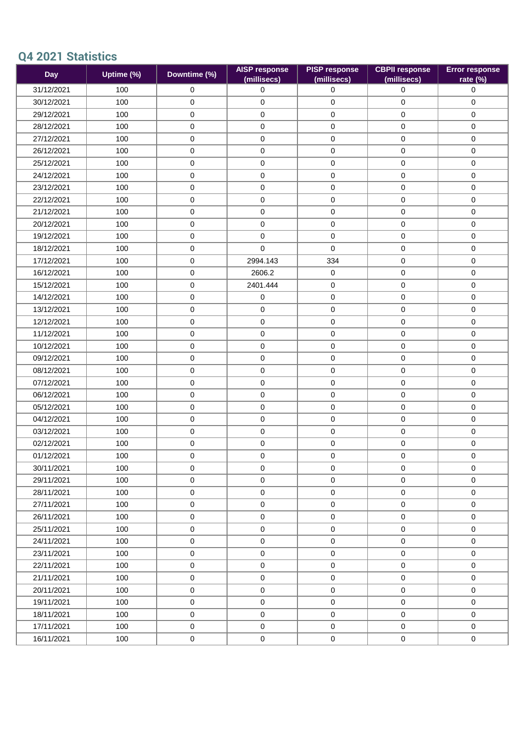## Q4 2021 Statistics

| Day | Uptime (%) | Downtime (%) | AISP response (millisecs) | PISP response (millisecs) | CBPII response (millisecs) | Error response rate (%) |
|---|---|---|---|---|---|---|
| 31/12/2021 | 100 | 0 | 0 | 0 | 0 | 0 |
| 30/12/2021 | 100 | 0 | 0 | 0 | 0 | 0 |
| 29/12/2021 | 100 | 0 | 0 | 0 | 0 | 0 |
| 28/12/2021 | 100 | 0 | 0 | 0 | 0 | 0 |
| 27/12/2021 | 100 | 0 | 0 | 0 | 0 | 0 |
| 26/12/2021 | 100 | 0 | 0 | 0 | 0 | 0 |
| 25/12/2021 | 100 | 0 | 0 | 0 | 0 | 0 |
| 24/12/2021 | 100 | 0 | 0 | 0 | 0 | 0 |
| 23/12/2021 | 100 | 0 | 0 | 0 | 0 | 0 |
| 22/12/2021 | 100 | 0 | 0 | 0 | 0 | 0 |
| 21/12/2021 | 100 | 0 | 0 | 0 | 0 | 0 |
| 20/12/2021 | 100 | 0 | 0 | 0 | 0 | 0 |
| 19/12/2021 | 100 | 0 | 0 | 0 | 0 | 0 |
| 18/12/2021 | 100 | 0 | 0 | 0 | 0 | 0 |
| 17/12/2021 | 100 | 0 | 2994.143 | 334 | 0 | 0 |
| 16/12/2021 | 100 | 0 | 2606.2 | 0 | 0 | 0 |
| 15/12/2021 | 100 | 0 | 2401.444 | 0 | 0 | 0 |
| 14/12/2021 | 100 | 0 | 0 | 0 | 0 | 0 |
| 13/12/2021 | 100 | 0 | 0 | 0 | 0 | 0 |
| 12/12/2021 | 100 | 0 | 0 | 0 | 0 | 0 |
| 11/12/2021 | 100 | 0 | 0 | 0 | 0 | 0 |
| 10/12/2021 | 100 | 0 | 0 | 0 | 0 | 0 |
| 09/12/2021 | 100 | 0 | 0 | 0 | 0 | 0 |
| 08/12/2021 | 100 | 0 | 0 | 0 | 0 | 0 |
| 07/12/2021 | 100 | 0 | 0 | 0 | 0 | 0 |
| 06/12/2021 | 100 | 0 | 0 | 0 | 0 | 0 |
| 05/12/2021 | 100 | 0 | 0 | 0 | 0 | 0 |
| 04/12/2021 | 100 | 0 | 0 | 0 | 0 | 0 |
| 03/12/2021 | 100 | 0 | 0 | 0 | 0 | 0 |
| 02/12/2021 | 100 | 0 | 0 | 0 | 0 | 0 |
| 01/12/2021 | 100 | 0 | 0 | 0 | 0 | 0 |
| 30/11/2021 | 100 | 0 | 0 | 0 | 0 | 0 |
| 29/11/2021 | 100 | 0 | 0 | 0 | 0 | 0 |
| 28/11/2021 | 100 | 0 | 0 | 0 | 0 | 0 |
| 27/11/2021 | 100 | 0 | 0 | 0 | 0 | 0 |
| 26/11/2021 | 100 | 0 | 0 | 0 | 0 | 0 |
| 25/11/2021 | 100 | 0 | 0 | 0 | 0 | 0 |
| 24/11/2021 | 100 | 0 | 0 | 0 | 0 | 0 |
| 23/11/2021 | 100 | 0 | 0 | 0 | 0 | 0 |
| 22/11/2021 | 100 | 0 | 0 | 0 | 0 | 0 |
| 21/11/2021 | 100 | 0 | 0 | 0 | 0 | 0 |
| 20/11/2021 | 100 | 0 | 0 | 0 | 0 | 0 |
| 19/11/2021 | 100 | 0 | 0 | 0 | 0 | 0 |
| 18/11/2021 | 100 | 0 | 0 | 0 | 0 | 0 |
| 17/11/2021 | 100 | 0 | 0 | 0 | 0 | 0 |
| 16/11/2021 | 100 | 0 | 0 | 0 | 0 | 0 |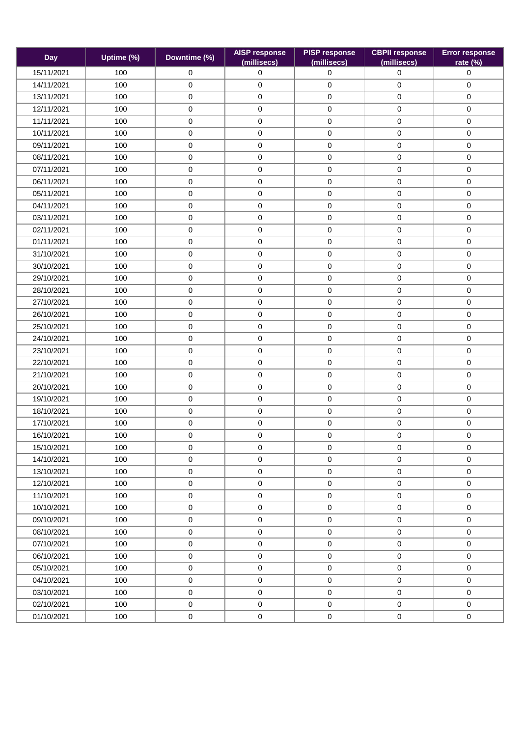| Day | Uptime (%) | Downtime (%) | AISP response (millisecs) | PISP response (millisecs) | CBPII response (millisecs) | Error response rate (%) |
|---|---|---|---|---|---|---|
| 15/11/2021 | 100 | 0 | 0 | 0 | 0 | 0 |
| 14/11/2021 | 100 | 0 | 0 | 0 | 0 | 0 |
| 13/11/2021 | 100 | 0 | 0 | 0 | 0 | 0 |
| 12/11/2021 | 100 | 0 | 0 | 0 | 0 | 0 |
| 11/11/2021 | 100 | 0 | 0 | 0 | 0 | 0 |
| 10/11/2021 | 100 | 0 | 0 | 0 | 0 | 0 |
| 09/11/2021 | 100 | 0 | 0 | 0 | 0 | 0 |
| 08/11/2021 | 100 | 0 | 0 | 0 | 0 | 0 |
| 07/11/2021 | 100 | 0 | 0 | 0 | 0 | 0 |
| 06/11/2021 | 100 | 0 | 0 | 0 | 0 | 0 |
| 05/11/2021 | 100 | 0 | 0 | 0 | 0 | 0 |
| 04/11/2021 | 100 | 0 | 0 | 0 | 0 | 0 |
| 03/11/2021 | 100 | 0 | 0 | 0 | 0 | 0 |
| 02/11/2021 | 100 | 0 | 0 | 0 | 0 | 0 |
| 01/11/2021 | 100 | 0 | 0 | 0 | 0 | 0 |
| 31/10/2021 | 100 | 0 | 0 | 0 | 0 | 0 |
| 30/10/2021 | 100 | 0 | 0 | 0 | 0 | 0 |
| 29/10/2021 | 100 | 0 | 0 | 0 | 0 | 0 |
| 28/10/2021 | 100 | 0 | 0 | 0 | 0 | 0 |
| 27/10/2021 | 100 | 0 | 0 | 0 | 0 | 0 |
| 26/10/2021 | 100 | 0 | 0 | 0 | 0 | 0 |
| 25/10/2021 | 100 | 0 | 0 | 0 | 0 | 0 |
| 24/10/2021 | 100 | 0 | 0 | 0 | 0 | 0 |
| 23/10/2021 | 100 | 0 | 0 | 0 | 0 | 0 |
| 22/10/2021 | 100 | 0 | 0 | 0 | 0 | 0 |
| 21/10/2021 | 100 | 0 | 0 | 0 | 0 | 0 |
| 20/10/2021 | 100 | 0 | 0 | 0 | 0 | 0 |
| 19/10/2021 | 100 | 0 | 0 | 0 | 0 | 0 |
| 18/10/2021 | 100 | 0 | 0 | 0 | 0 | 0 |
| 17/10/2021 | 100 | 0 | 0 | 0 | 0 | 0 |
| 16/10/2021 | 100 | 0 | 0 | 0 | 0 | 0 |
| 15/10/2021 | 100 | 0 | 0 | 0 | 0 | 0 |
| 14/10/2021 | 100 | 0 | 0 | 0 | 0 | 0 |
| 13/10/2021 | 100 | 0 | 0 | 0 | 0 | 0 |
| 12/10/2021 | 100 | 0 | 0 | 0 | 0 | 0 |
| 11/10/2021 | 100 | 0 | 0 | 0 | 0 | 0 |
| 10/10/2021 | 100 | 0 | 0 | 0 | 0 | 0 |
| 09/10/2021 | 100 | 0 | 0 | 0 | 0 | 0 |
| 08/10/2021 | 100 | 0 | 0 | 0 | 0 | 0 |
| 07/10/2021 | 100 | 0 | 0 | 0 | 0 | 0 |
| 06/10/2021 | 100 | 0 | 0 | 0 | 0 | 0 |
| 05/10/2021 | 100 | 0 | 0 | 0 | 0 | 0 |
| 04/10/2021 | 100 | 0 | 0 | 0 | 0 | 0 |
| 03/10/2021 | 100 | 0 | 0 | 0 | 0 | 0 |
| 02/10/2021 | 100 | 0 | 0 | 0 | 0 | 0 |
| 01/10/2021 | 100 | 0 | 0 | 0 | 0 | 0 |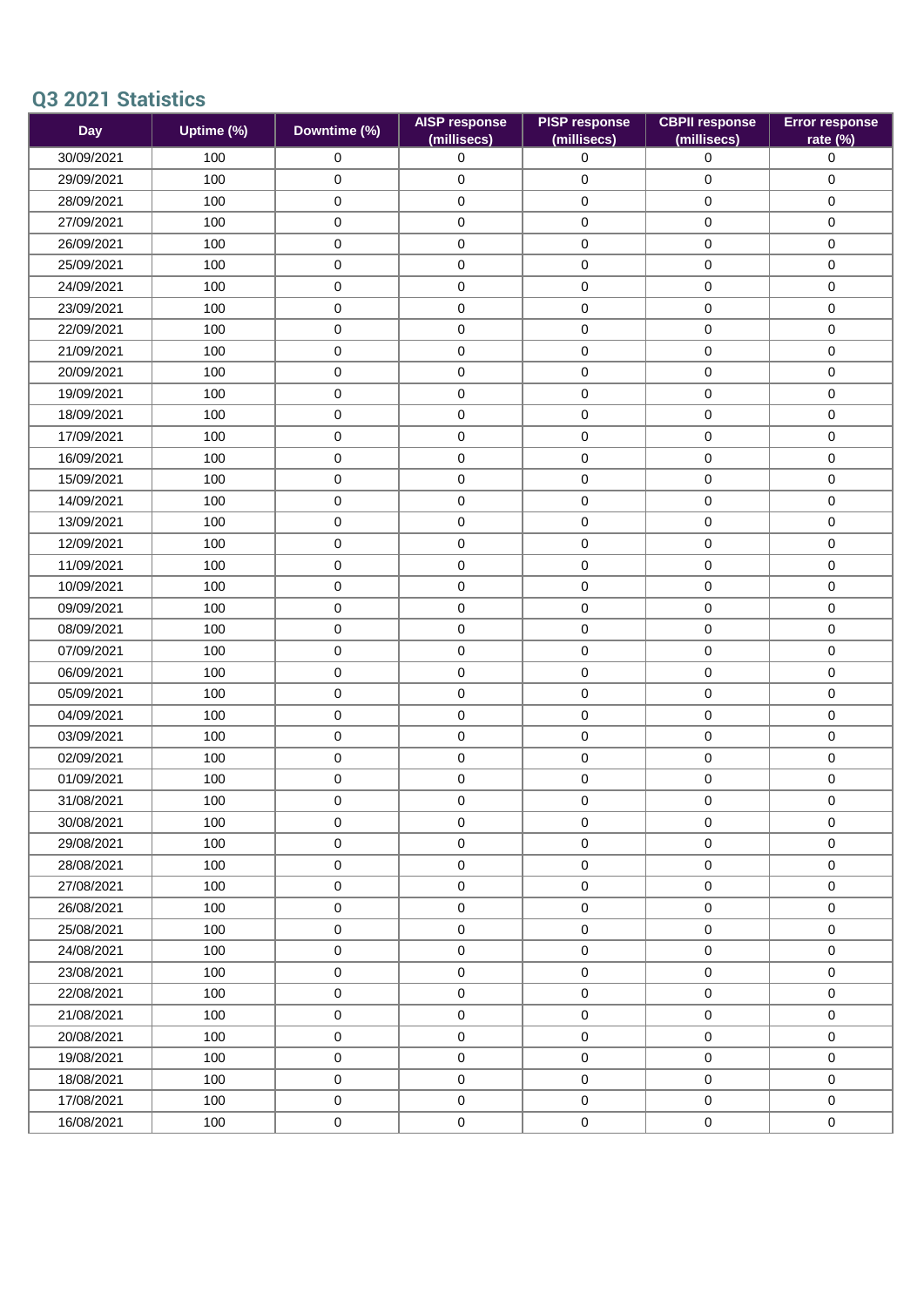## Q3 2021 Statistics

| Day | Uptime (%) | Downtime (%) | AISP response (millisecs) | PISP response (millisecs) | CBPII response (millisecs) | Error response rate (%) |
|---|---|---|---|---|---|---|
| 30/09/2021 | 100 | 0 | 0 | 0 | 0 | 0 |
| 29/09/2021 | 100 | 0 | 0 | 0 | 0 | 0 |
| 28/09/2021 | 100 | 0 | 0 | 0 | 0 | 0 |
| 27/09/2021 | 100 | 0 | 0 | 0 | 0 | 0 |
| 26/09/2021 | 100 | 0 | 0 | 0 | 0 | 0 |
| 25/09/2021 | 100 | 0 | 0 | 0 | 0 | 0 |
| 24/09/2021 | 100 | 0 | 0 | 0 | 0 | 0 |
| 23/09/2021 | 100 | 0 | 0 | 0 | 0 | 0 |
| 22/09/2021 | 100 | 0 | 0 | 0 | 0 | 0 |
| 21/09/2021 | 100 | 0 | 0 | 0 | 0 | 0 |
| 20/09/2021 | 100 | 0 | 0 | 0 | 0 | 0 |
| 19/09/2021 | 100 | 0 | 0 | 0 | 0 | 0 |
| 18/09/2021 | 100 | 0 | 0 | 0 | 0 | 0 |
| 17/09/2021 | 100 | 0 | 0 | 0 | 0 | 0 |
| 16/09/2021 | 100 | 0 | 0 | 0 | 0 | 0 |
| 15/09/2021 | 100 | 0 | 0 | 0 | 0 | 0 |
| 14/09/2021 | 100 | 0 | 0 | 0 | 0 | 0 |
| 13/09/2021 | 100 | 0 | 0 | 0 | 0 | 0 |
| 12/09/2021 | 100 | 0 | 0 | 0 | 0 | 0 |
| 11/09/2021 | 100 | 0 | 0 | 0 | 0 | 0 |
| 10/09/2021 | 100 | 0 | 0 | 0 | 0 | 0 |
| 09/09/2021 | 100 | 0 | 0 | 0 | 0 | 0 |
| 08/09/2021 | 100 | 0 | 0 | 0 | 0 | 0 |
| 07/09/2021 | 100 | 0 | 0 | 0 | 0 | 0 |
| 06/09/2021 | 100 | 0 | 0 | 0 | 0 | 0 |
| 05/09/2021 | 100 | 0 | 0 | 0 | 0 | 0 |
| 04/09/2021 | 100 | 0 | 0 | 0 | 0 | 0 |
| 03/09/2021 | 100 | 0 | 0 | 0 | 0 | 0 |
| 02/09/2021 | 100 | 0 | 0 | 0 | 0 | 0 |
| 01/09/2021 | 100 | 0 | 0 | 0 | 0 | 0 |
| 31/08/2021 | 100 | 0 | 0 | 0 | 0 | 0 |
| 30/08/2021 | 100 | 0 | 0 | 0 | 0 | 0 |
| 29/08/2021 | 100 | 0 | 0 | 0 | 0 | 0 |
| 28/08/2021 | 100 | 0 | 0 | 0 | 0 | 0 |
| 27/08/2021 | 100 | 0 | 0 | 0 | 0 | 0 |
| 26/08/2021 | 100 | 0 | 0 | 0 | 0 | 0 |
| 25/08/2021 | 100 | 0 | 0 | 0 | 0 | 0 |
| 24/08/2021 | 100 | 0 | 0 | 0 | 0 | 0 |
| 23/08/2021 | 100 | 0 | 0 | 0 | 0 | 0 |
| 22/08/2021 | 100 | 0 | 0 | 0 | 0 | 0 |
| 21/08/2021 | 100 | 0 | 0 | 0 | 0 | 0 |
| 20/08/2021 | 100 | 0 | 0 | 0 | 0 | 0 |
| 19/08/2021 | 100 | 0 | 0 | 0 | 0 | 0 |
| 18/08/2021 | 100 | 0 | 0 | 0 | 0 | 0 |
| 17/08/2021 | 100 | 0 | 0 | 0 | 0 | 0 |
| 16/08/2021 | 100 | 0 | 0 | 0 | 0 | 0 |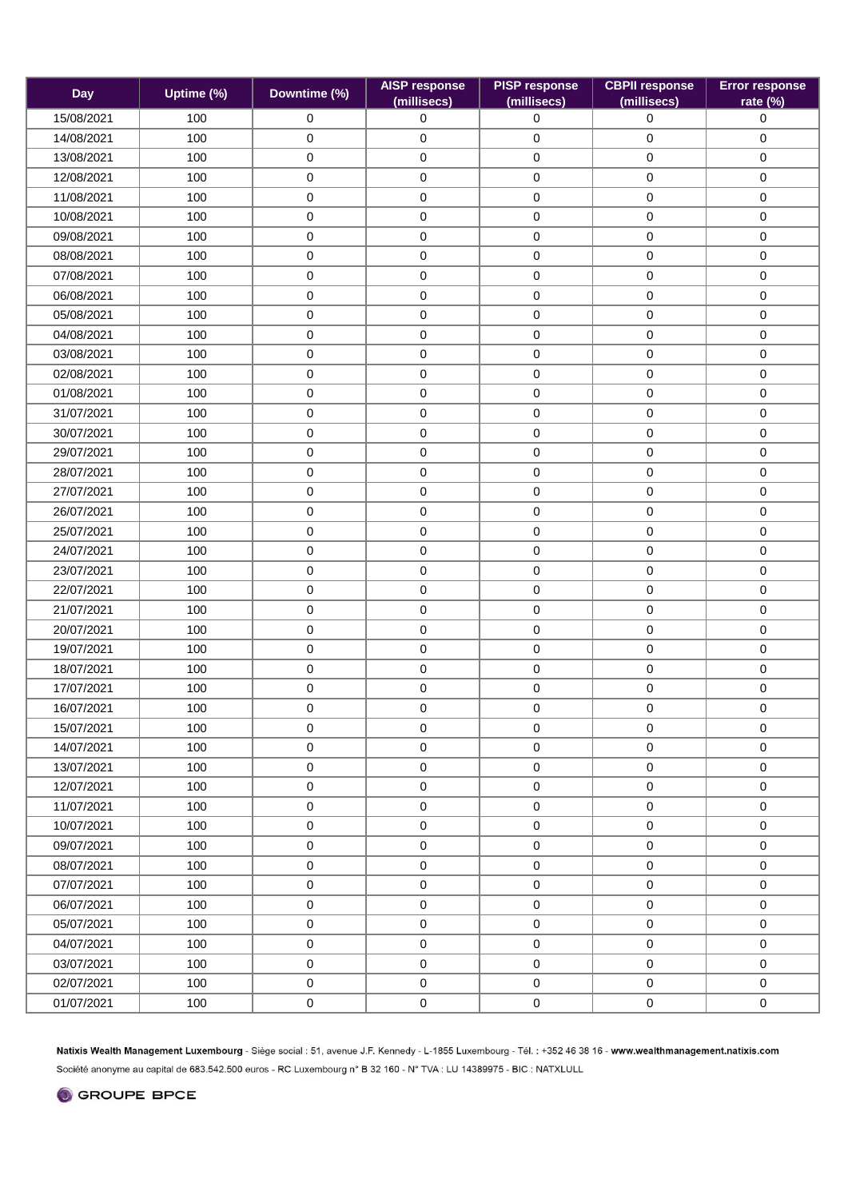| Day | Uptime (%) | Downtime (%) | AISP response (millisecs) | PISP response (millisecs) | CBPII response (millisecs) | Error response rate (%) |
|---|---|---|---|---|---|---|
| 15/08/2021 | 100 | 0 | 0 | 0 | 0 | 0 |
| 14/08/2021 | 100 | 0 | 0 | 0 | 0 | 0 |
| 13/08/2021 | 100 | 0 | 0 | 0 | 0 | 0 |
| 12/08/2021 | 100 | 0 | 0 | 0 | 0 | 0 |
| 11/08/2021 | 100 | 0 | 0 | 0 | 0 | 0 |
| 10/08/2021 | 100 | 0 | 0 | 0 | 0 | 0 |
| 09/08/2021 | 100 | 0 | 0 | 0 | 0 | 0 |
| 08/08/2021 | 100 | 0 | 0 | 0 | 0 | 0 |
| 07/08/2021 | 100 | 0 | 0 | 0 | 0 | 0 |
| 06/08/2021 | 100 | 0 | 0 | 0 | 0 | 0 |
| 05/08/2021 | 100 | 0 | 0 | 0 | 0 | 0 |
| 04/08/2021 | 100 | 0 | 0 | 0 | 0 | 0 |
| 03/08/2021 | 100 | 0 | 0 | 0 | 0 | 0 |
| 02/08/2021 | 100 | 0 | 0 | 0 | 0 | 0 |
| 01/08/2021 | 100 | 0 | 0 | 0 | 0 | 0 |
| 31/07/2021 | 100 | 0 | 0 | 0 | 0 | 0 |
| 30/07/2021 | 100 | 0 | 0 | 0 | 0 | 0 |
| 29/07/2021 | 100 | 0 | 0 | 0 | 0 | 0 |
| 28/07/2021 | 100 | 0 | 0 | 0 | 0 | 0 |
| 27/07/2021 | 100 | 0 | 0 | 0 | 0 | 0 |
| 26/07/2021 | 100 | 0 | 0 | 0 | 0 | 0 |
| 25/07/2021 | 100 | 0 | 0 | 0 | 0 | 0 |
| 24/07/2021 | 100 | 0 | 0 | 0 | 0 | 0 |
| 23/07/2021 | 100 | 0 | 0 | 0 | 0 | 0 |
| 22/07/2021 | 100 | 0 | 0 | 0 | 0 | 0 |
| 21/07/2021 | 100 | 0 | 0 | 0 | 0 | 0 |
| 20/07/2021 | 100 | 0 | 0 | 0 | 0 | 0 |
| 19/07/2021 | 100 | 0 | 0 | 0 | 0 | 0 |
| 18/07/2021 | 100 | 0 | 0 | 0 | 0 | 0 |
| 17/07/2021 | 100 | 0 | 0 | 0 | 0 | 0 |
| 16/07/2021 | 100 | 0 | 0 | 0 | 0 | 0 |
| 15/07/2021 | 100 | 0 | 0 | 0 | 0 | 0 |
| 14/07/2021 | 100 | 0 | 0 | 0 | 0 | 0 |
| 13/07/2021 | 100 | 0 | 0 | 0 | 0 | 0 |
| 12/07/2021 | 100 | 0 | 0 | 0 | 0 | 0 |
| 11/07/2021 | 100 | 0 | 0 | 0 | 0 | 0 |
| 10/07/2021 | 100 | 0 | 0 | 0 | 0 | 0 |
| 09/07/2021 | 100 | 0 | 0 | 0 | 0 | 0 |
| 08/07/2021 | 100 | 0 | 0 | 0 | 0 | 0 |
| 07/07/2021 | 100 | 0 | 0 | 0 | 0 | 0 |
| 06/07/2021 | 100 | 0 | 0 | 0 | 0 | 0 |
| 05/07/2021 | 100 | 0 | 0 | 0 | 0 | 0 |
| 04/07/2021 | 100 | 0 | 0 | 0 | 0 | 0 |
| 03/07/2021 | 100 | 0 | 0 | 0 | 0 | 0 |
| 02/07/2021 | 100 | 0 | 0 | 0 | 0 | 0 |
| 01/07/2021 | 100 | 0 | 0 | 0 | 0 | 0 |

**Natixis Wealth Management Luxembourg** - Siège social : 51, avenue J.F. Kennedy - L-1855 Luxembourg - Tél. : +352 46 38 16 - **www.wealthmanagement.natixis.com**

Société anonyme au capital de 683.542.500 euros - RC Luxembourg n° B 32 160 - N° TVA : LU 14389975 - BIC : NATXLULL

GROUPE BPCE